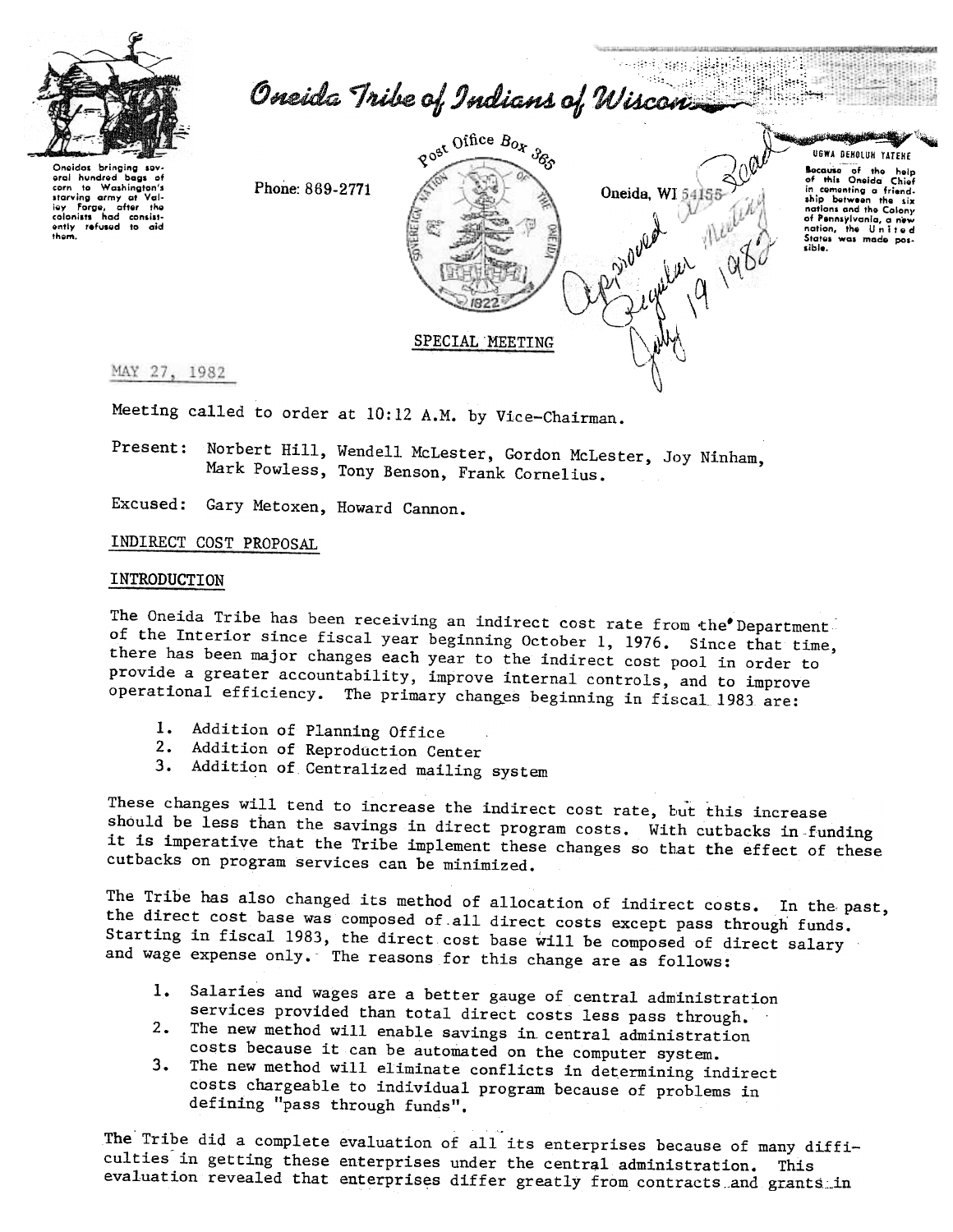Oneidas bringing several hundred bags of corn to Washington's starving army at Valley Forge, after the colonists had consistently refused to aid them.

# Oneida Tribe of Indians of Wisconsin

Phone: 869-2771

Post Office Box 365

Oneida, WI 54155

UGWA DEHOLUH YATEHE

Because of the help of this Oneida Chief in cementing a friendship between the six nations and the Colony of Pennsylvania, a new nation, the United States was made possible.

*Approved as Read Regular Meeting July 19 1982*

## SPECIAL MEETING

MAY 27, 1982

Meeting called to order at 10:12 A.M. by Vice-Chairman.

Present: Norbert Hill, Wendell McLester, Gordon McLester, Joy Ninham, Mark Powless, Tony Benson, Frank Cornelius.

Excused: Gary Metoxen, Howard Cannon.

### INDIRECT COST PROPOSAL

### INTRODUCTION

The Oneida Tribe has been receiving an indirect cost rate from the Department of the Interior since fiscal year beginning October 1, 1976. Since that time, there has been major changes each year to the indirect cost pool in order to provide a greater accountability, improve internal controls, and to improve operational efficiency. The primary changes beginning in fiscal 1983 are:

1. Addition of Planning Office
2. Addition of Reproduction Center
3. Addition of Centralized mailing system

These changes will tend to increase the indirect cost rate, but this increase should be less than the savings in direct program costs. With cutbacks in funding it is imperative that the Tribe implement these changes so that the effect of these cutbacks on program services can be minimized.

The Tribe has also changed its method of allocation of indirect costs. In the past, the direct cost base was composed of all direct costs except pass through funds. Starting in fiscal 1983, the direct cost base will be composed of direct salary and wage expense only. The reasons for this change are as follows:

1. Salaries and wages are a better gauge of central administration services provided than total direct costs less pass through.
2. The new method will enable savings in central administration costs because it can be automated on the computer system.
3. The new method will eliminate conflicts in determining indirect costs chargeable to individual program because of problems in defining "pass through funds".

The Tribe did a complete evaluation of all its enterprises because of many difficulties in getting these enterprises under the central administration. This evaluation revealed that enterprises differ greatly from contracts and grants in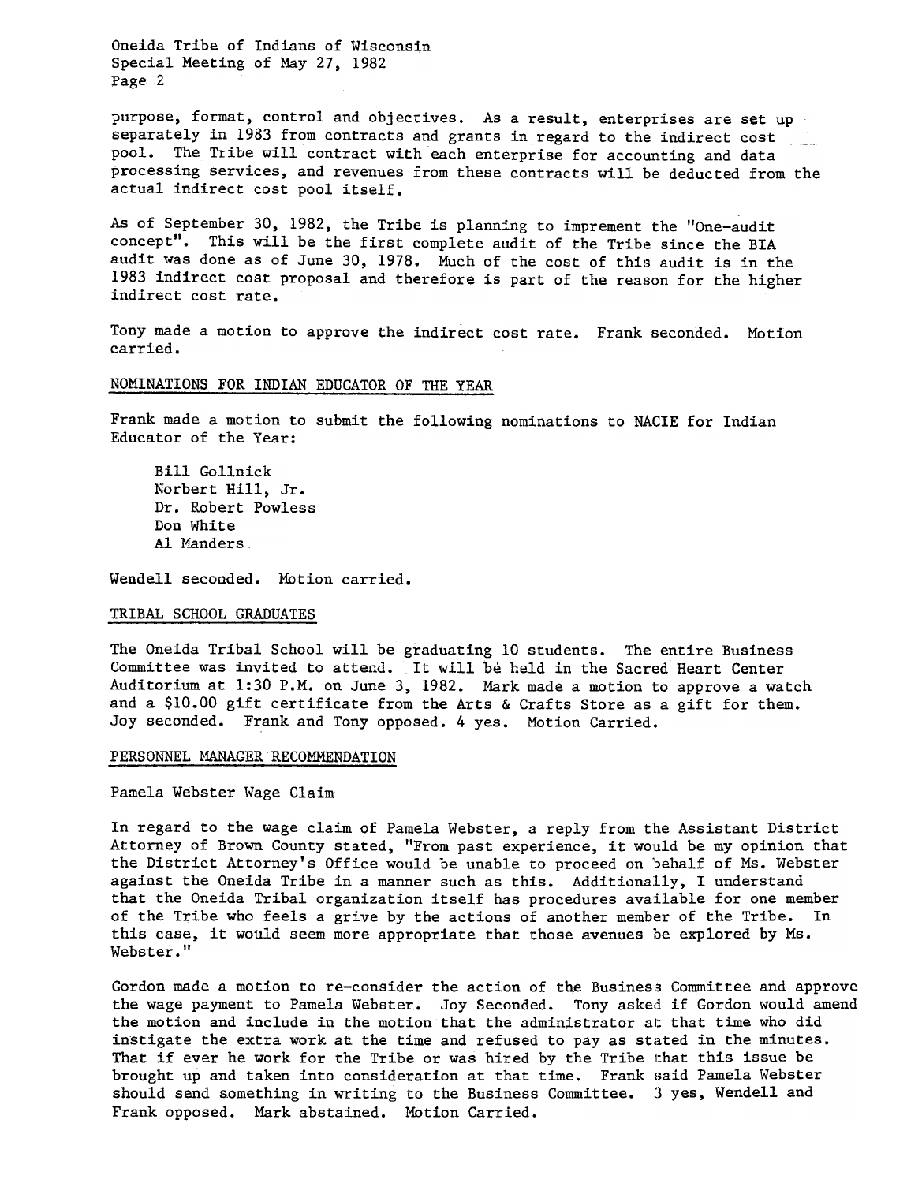purpose, format, control and objectives. As a result, enterprises are set up separately in 1983 from contracts and grants in regard to the indirect cost pool. The Tribe will contract with each enterprise for accounting and data processing services, and revenues from these contracts will be deducted from the actual indirect cost pool itself.

As of September 30, 1982, the Tribe is planning to imprement the "One-audit concept". This will be the first complete audit of the Tribe since the BIA audit was done as of June 30, 1978. Much of the cost of this audit is in the 1983 indirect cost proposal and therefore is part of the reason for the higher indirect cost rate.

Tony made a motion to approve the indirect cost rate. Frank seconded. Motion carried.

## NOMINATIONS FOR INDIAN EDUCATOR OF THE YEAR

Frank made a motion to submit the following nominations to NACIE for Indian Educator of the Year:

Bill Gollnick
Norbert Hill, Jr.
Dr. Robert Powless
Don White
Al Manders

Wendell seconded. Motion carried.

## TRIBAL SCHOOL GRADUATES

The Oneida Tribal School will be graduating 10 students. The entire Business Committee was invited to attend. It will be held in the Sacred Heart Center Auditorium at 1:30 P.M. on June 3, 1982. Mark made a motion to approve a watch and a $10.00 gift certificate from the Arts & Crafts Store as a gift for them. Joy seconded. Frank and Tony opposed. 4 yes. Motion Carried.

## PERSONNEL MANAGER RECOMMENDATION

Pamela Webster Wage Claim

In regard to the wage claim of Pamela Webster, a reply from the Assistant District Attorney of Brown County stated, "From past experience, it would be my opinion that the District Attorney's Office would be unable to proceed on behalf of Ms. Webster against the Oneida Tribe in a manner such as this. Additionally, I understand that the Oneida Tribal organization itself has procedures available for one member of the Tribe who feels a grive by the actions of another member of the Tribe. In this case, it would seem more appropriate that those avenues be explored by Ms. Webster."

Gordon made a motion to re-consider the action of the Business Committee and approve the wage payment to Pamela Webster. Joy Seconded. Tony asked if Gordon would amend the motion and include in the motion that the administrator at that time who did instigate the extra work at the time and refused to pay as stated in the minutes. That if ever he work for the Tribe or was hired by the Tribe that this issue be brought up and taken into consideration at that time. Frank said Pamela Webster should send something in writing to the Business Committee. 3 yes, Wendell and Frank opposed. Mark abstained. Motion Carried.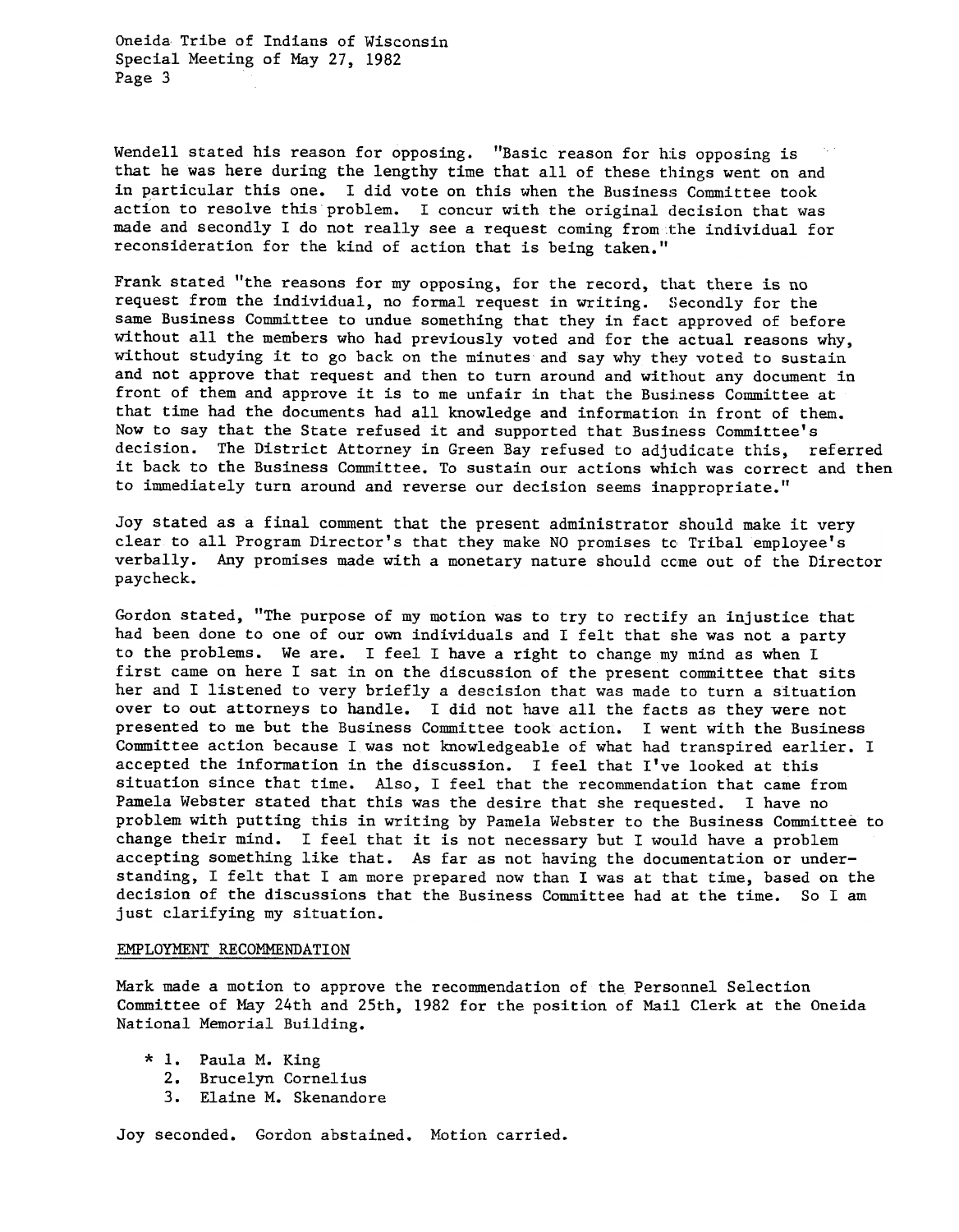Wendell stated his reason for opposing. "Basic reason for his opposing is that he was here during the lengthy time that all of these things went on and in particular this one. I did vote on this when the Business Committee took action to resolve this problem. I concur with the original decision that was made and secondly I do not really see a request coming from the individual for reconsideration for the kind of action that is being taken."

Frank stated "the reasons for my opposing, for the record, that there is no request from the individual, no formal request in writing. Secondly for the same Business Committee to undue something that they in fact approved of before without all the members who had previously voted and for the actual reasons why, without studying it to go back on the minutes and say why they voted to sustain and not approve that request and then to turn around and without any document in front of them and approve it is to me unfair in that the Business Committee at that time had the documents had all knowledge and information in front of them. Now to say that the State refused it and supported that Business Committee's decision. The District Attorney in Green Bay refused to adjudicate this, referred it back to the Business Committee. To sustain our actions which was correct and then to immediately turn around and reverse our decision seems inappropriate."

Joy stated as a final comment that the present administrator should make it very clear to all Program Director's that they make NO promises to Tribal employee's verbally. Any promises made with a monetary nature should come out of the Director paycheck.

Gordon stated, "The purpose of my motion was to try to rectify an injustice that had been done to one of our own individuals and I felt that she was not a party to the problems. We are. I feel I have a right to change my mind as when I first came on here I sat in on the discussion of the present committee that sits her and I listened to very briefly a descision that was made to turn a situation over to out attorneys to handle. I did not have all the facts as they were not presented to me but the Business Committee took action. I went with the Business Committee action because I was not knowledgeable of what had transpired earlier. I accepted the information in the discussion. I feel that I've looked at this situation since that time. Also, I feel that the recommendation that came from Pamela Webster stated that this was the desire that she requested. I have no problem with putting this in writing by Pamela Webster to the Business Committee to change their mind. I feel that it is not necessary but I would have a problem accepting something like that. As far as not having the documentation or understanding, I felt that I am more prepared now than I was at that time, based on the decision of the discussions that the Business Committee had at the time. So I am just clarifying my situation.

EMPLOYMENT RECOMMENDATION

Mark made a motion to approve the recommendation of the Personnel Selection Committee of May 24th and 25th, 1982 for the position of Mail Clerk at the Oneida National Memorial Building.

\* 1. Paula M. King
   2. Brucelyn Cornelius
   3. Elaine M. Skenandore

Joy seconded. Gordon abstained. Motion carried.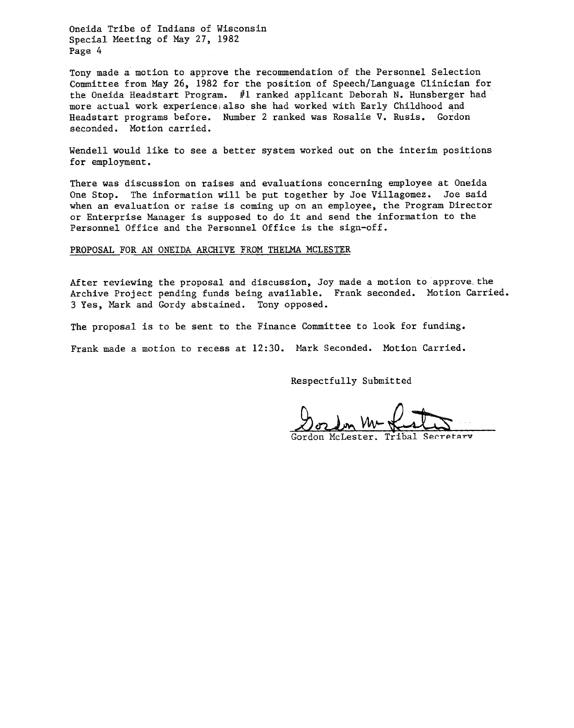Tony made a motion to approve the recommendation of the Personnel Selection Committee from May 26, 1982 for the position of Speech/Language Clinician for the Oneida Headstart Program. #1 ranked applicant Deborah N. Hunsberger had more actual work experience, also she had worked with Early Childhood and Headstart programs before. Number 2 ranked was Rosalie V. Rusis. Gordon seconded. Motion carried.

Wendell would like to see a better system worked out on the interim positions for employment.

There was discussion on raises and evaluations concerning employee at Oneida One Stop. The information will be put together by Joe Villagomez. Joe said when an evaluation or raise is coming up on an employee, the Program Director or Enterprise Manager is supposed to do it and send the information to the Personnel Office and the Personnel Office is the sign-off.

PROPOSAL FOR AN ONEIDA ARCHIVE FROM THELMA MCLESTER

After reviewing the proposal and discussion, Joy made a motion to approve the Archive Project pending funds being available. Frank seconded. Motion Carried. 3 Yes, Mark and Gordy abstained. Tony opposed.

The proposal is to be sent to the Finance Committee to look for funding.

Frank made a motion to recess at 12:30. Mark Seconded. Motion Carried.

Respectfully Submitted

Gordon McLester, Tribal Secretary